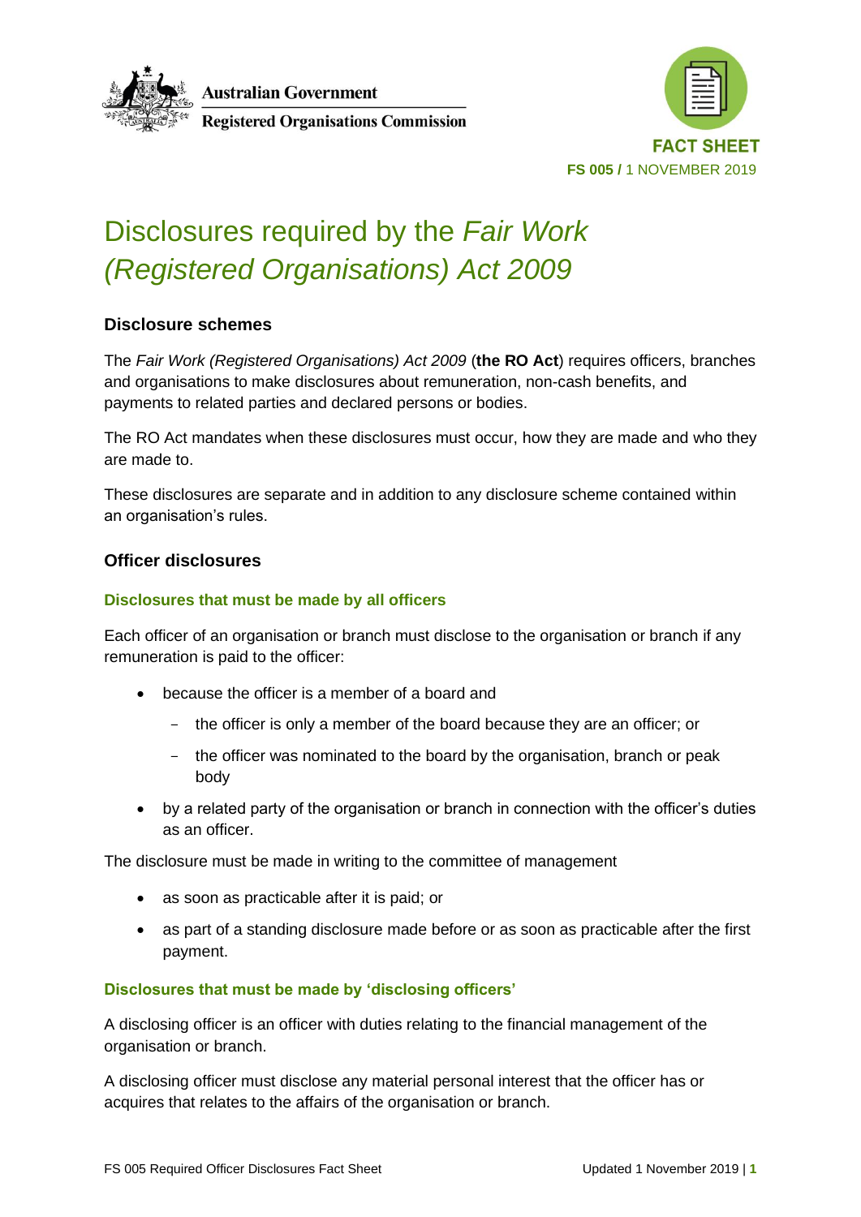Australian Government

Registered Organisations Commission

FACT SHEET

**FS 005 /** 1 NOVEMBER 2019

# Disclosures required by the *Fair Work (Registered Organisations) Act 2009*

## Disclosure schemes

The *Fair Work (Registered Organisations) Act 2009* (**the RO Act**) requires officers, branches and organisations to make disclosures about remuneration, non-cash benefits, and payments to related parties and declared persons or bodies.

The RO Act mandates when these disclosures must occur, how they are made and who they are made to.

These disclosures are separate and in addition to any disclosure scheme contained within an organisation's rules.

## Officer disclosures

### Disclosures that must be made by all officers

Each officer of an organisation or branch must disclose to the organisation or branch if any remuneration is paid to the officer:

- because the officer is a member of a board and
  - the officer is only a member of the board because they are an officer; or
  - the officer was nominated to the board by the organisation, branch or peak body
- by a related party of the organisation or branch in connection with the officer's duties as an officer.

The disclosure must be made in writing to the committee of management

- as soon as practicable after it is paid; or
- as part of a standing disclosure made before or as soon as practicable after the first payment.

### Disclosures that must be made by 'disclosing officers'

A disclosing officer is an officer with duties relating to the financial management of the organisation or branch.

A disclosing officer must disclose any material personal interest that the officer has or acquires that relates to the affairs of the organisation or branch.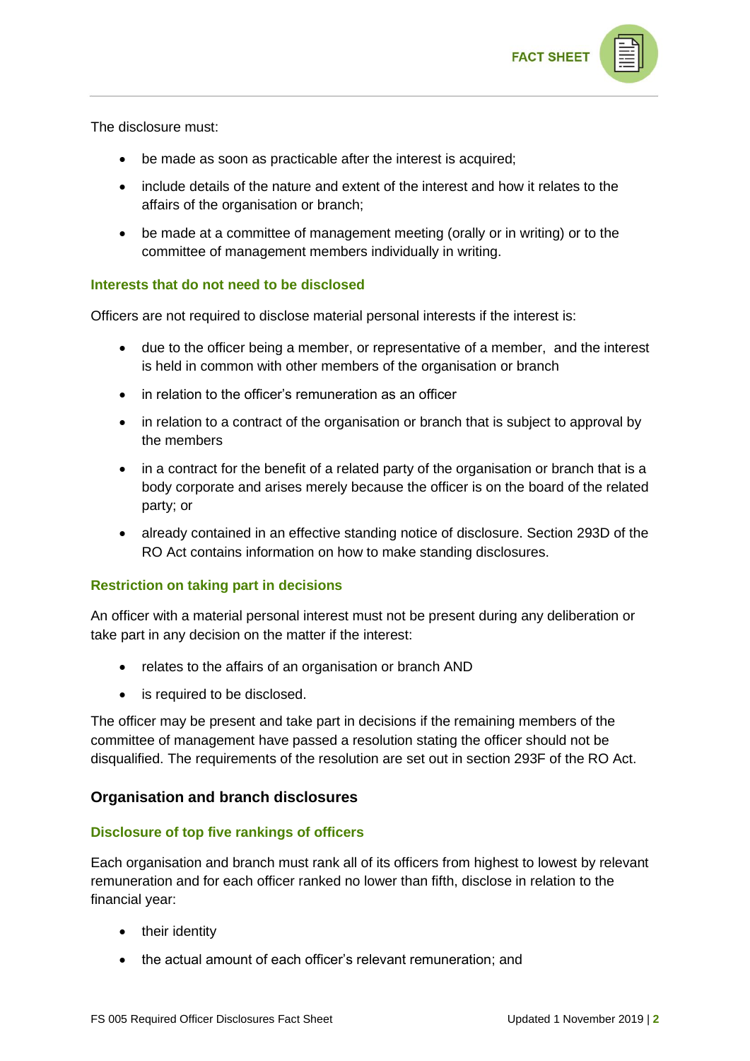The disclosure must:

- be made as soon as practicable after the interest is acquired;
- include details of the nature and extent of the interest and how it relates to the affairs of the organisation or branch;
- be made at a committee of management meeting (orally or in writing) or to the committee of management members individually in writing.

### Interests that do not need to be disclosed

Officers are not required to disclose material personal interests if the interest is:

- due to the officer being a member, or representative of a member, and the interest is held in common with other members of the organisation or branch
- in relation to the officer's remuneration as an officer
- in relation to a contract of the organisation or branch that is subject to approval by the members
- in a contract for the benefit of a related party of the organisation or branch that is a body corporate and arises merely because the officer is on the board of the related party; or
- already contained in an effective standing notice of disclosure. Section 293D of the RO Act contains information on how to make standing disclosures.

### Restriction on taking part in decisions

An officer with a material personal interest must not be present during any deliberation or take part in any decision on the matter if the interest:

- relates to the affairs of an organisation or branch AND
- is required to be disclosed.

The officer may be present and take part in decisions if the remaining members of the committee of management have passed a resolution stating the officer should not be disqualified. The requirements of the resolution are set out in section 293F of the RO Act.

## Organisation and branch disclosures

### Disclosure of top five rankings of officers

Each organisation and branch must rank all of its officers from highest to lowest by relevant remuneration and for each officer ranked no lower than fifth, disclose in relation to the financial year:

- their identity
- the actual amount of each officer's relevant remuneration; and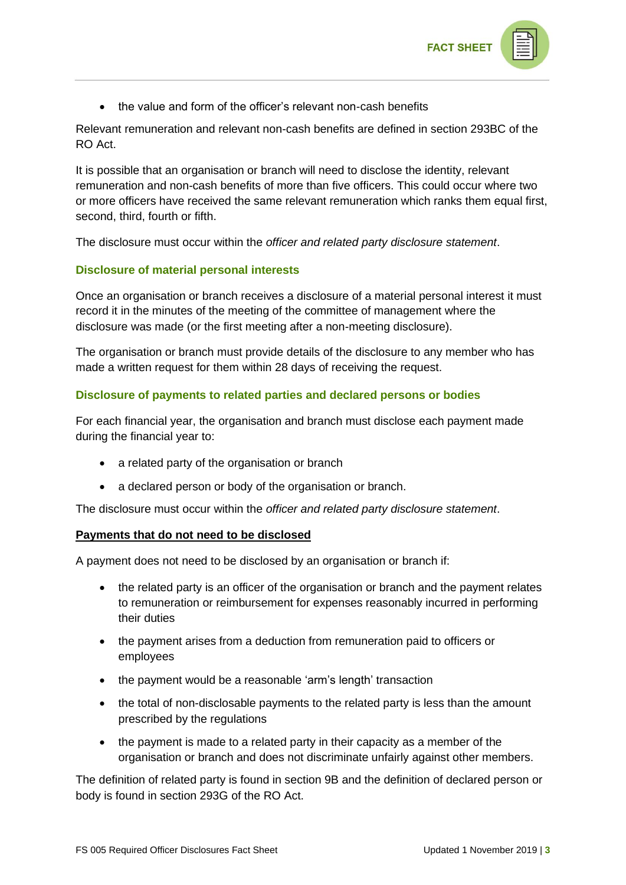- the value and form of the officer's relevant non-cash benefits

Relevant remuneration and relevant non-cash benefits are defined in section 293BC of the RO Act.

It is possible that an organisation or branch will need to disclose the identity, relevant remuneration and non-cash benefits of more than five officers. This could occur where two or more officers have received the same relevant remuneration which ranks them equal first, second, third, fourth or fifth.

The disclosure must occur within the *officer and related party disclosure statement*.

### Disclosure of material personal interests

Once an organisation or branch receives a disclosure of a material personal interest it must record it in the minutes of the meeting of the committee of management where the disclosure was made (or the first meeting after a non-meeting disclosure).

The organisation or branch must provide details of the disclosure to any member who has made a written request for them within 28 days of receiving the request.

### Disclosure of payments to related parties and declared persons or bodies

For each financial year, the organisation and branch must disclose each payment made during the financial year to:

- a related party of the organisation or branch
- a declared person or body of the organisation or branch.

The disclosure must occur within the *officer and related party disclosure statement*.

#### Payments that do not need to be disclosed

A payment does not need to be disclosed by an organisation or branch if:

- the related party is an officer of the organisation or branch and the payment relates to remuneration or reimbursement for expenses reasonably incurred in performing their duties
- the payment arises from a deduction from remuneration paid to officers or employees
- the payment would be a reasonable 'arm's length' transaction
- the total of non-disclosable payments to the related party is less than the amount prescribed by the regulations
- the payment is made to a related party in their capacity as a member of the organisation or branch and does not discriminate unfairly against other members.

The definition of related party is found in section 9B and the definition of declared person or body is found in section 293G of the RO Act.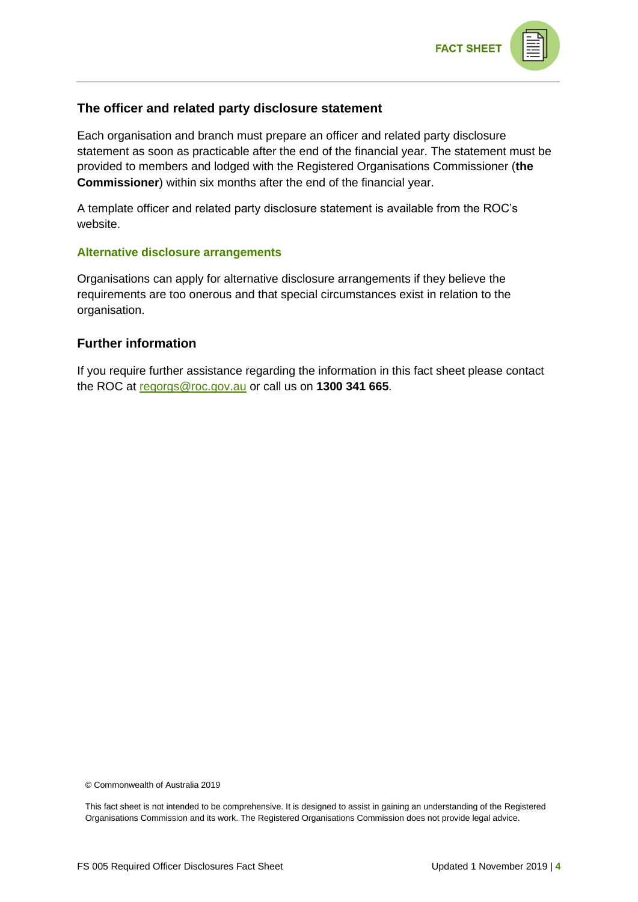## The officer and related party disclosure statement

Each organisation and branch must prepare an officer and related party disclosure statement as soon as practicable after the end of the financial year. The statement must be provided to members and lodged with the Registered Organisations Commissioner (**the Commissioner**) within six months after the end of the financial year.

A template officer and related party disclosure statement is available from the ROC's website.

### Alternative disclosure arrangements

Organisations can apply for alternative disclosure arrangements if they believe the requirements are too onerous and that special circumstances exist in relation to the organisation.

## Further information

If you require further assistance regarding the information in this fact sheet please contact the ROC at regorgs@roc.gov.au or call us on **1300 341 665**.

© Commonwealth of Australia 2019

This fact sheet is not intended to be comprehensive. It is designed to assist in gaining an understanding of the Registered Organisations Commission and its work. The Registered Organisations Commission does not provide legal advice.